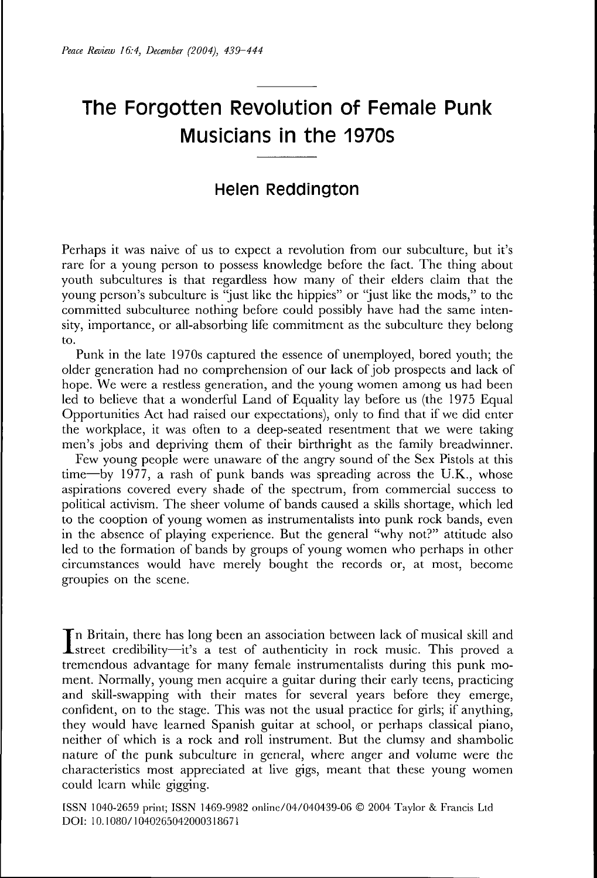# The Forgotten Revolution of Female Punk Musicians in the 1970s

## Helen Reddington

Perhaps it was naive of us to expect a revolution from our subculture, but it's rare for a young person to possess knowledge before the fact. The thing about youth subcultures is that regardless how many of their elders claim that the young person's subculture is "just like the hippies" or "just like the mods," to the committed subculturee nothing before could possibly have had the same intensity, importance, or all-absorbing life commitment as the subculture they belong to.

Punk in the late 1970s captured the essence of unemployed, bored youth; the older generation had no comprehension of our lack of job prospects and lack of hope. We were a restless generation, and the young women among us had been led to believe that a wonderful Land of Equality lay before us (the 1975 Equal Opportunities Act had raised our expectations), only to find that if we did enter the workplace, it was often to a deep-seated resentment that we were taking men's jobs and depriving them of their birthright as the family breadwinner.

Few young people were unaware of the angry sound of the Sex Pistols at this time—by 1977, a rash of punk bands was spreading across the U.K., whose aspirations covered every shade of the spectrum, from commercial success to political activism. The sheer volume of bands caused a skills shortage, which led to the cooption of young women as instrumentalists into punk rock bands, even in the absence of playing experience. But the general "why not?" attitude also led to the formation of bands by groups of young women who perhaps in other circumstances would have merely bought the records or, at most, become groupies on the scene.

In Britain, there has long been an association between lack of musical skill and street credibility—it's a test of authenticity in rock music. This proved a tremendous advantage for many female instrumentalists during this punk moment. Normally, young men acquire a guitar during their early teens, practicing and skill-swapping with their mates for several years before they emerge, confident, on to the stage. This was not the usual practice for girls; if anything, they would have learned Spanish guitar at school, or perhaps classical piano, neither of which is a rock and roll instrument. But the clumsy and shambolic nature of the punk subculture in general, where anger and volume were the characteristics most appreciated at live gigs, meant that these young women could learn while gigging.

ISSN 1040-2659 print; ISSN 1469-9982 online/04/040439-06 © 2004 Taylor & Francis Ltd
DOI: 10.1080/1040265042000318671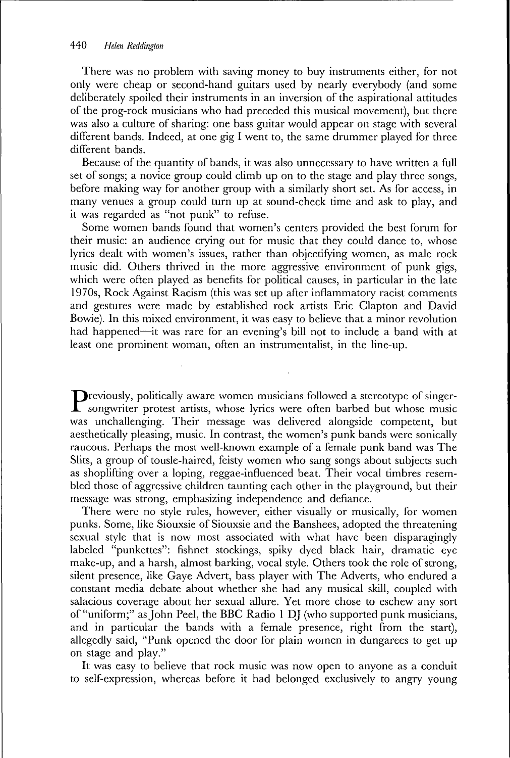There was no problem with saving money to buy instruments either, for not only were cheap or second-hand guitars used by nearly everybody (and some deliberately spoiled their instruments in an inversion of the aspirational attitudes of the prog-rock musicians who had preceded this musical movement), but there was also a culture of sharing: one bass guitar would appear on stage with several different bands. Indeed, at one gig I went to, the same drummer played for three different bands.

Because of the quantity of bands, it was also unnecessary to have written a full set of songs; a novice group could climb up on to the stage and play three songs, before making way for another group with a similarly short set. As for access, in many venues a group could turn up at sound-check time and ask to play, and it was regarded as "not punk" to refuse.

Some women bands found that women's centers provided the best forum for their music: an audience crying out for music that they could dance to, whose lyrics dealt with women's issues, rather than objectifying women, as male rock music did. Others thrived in the more aggressive environment of punk gigs, which were often played as benefits for political causes, in particular in the late 1970s, Rock Against Racism (this was set up after inflammatory racist comments and gestures were made by established rock artists Eric Clapton and David Bowie). In this mixed environment, it was easy to believe that a minor revolution had happened—it was rare for an evening's bill not to include a band with at least one prominent woman, often an instrumentalist, in the line-up.

Previously, politically aware women musicians followed a stereotype of singer-songwriter protest artists, whose lyrics were often barbed but whose music was unchallenging. Their message was delivered alongside competent, but aesthetically pleasing, music. In contrast, the women's punk bands were sonically raucous. Perhaps the most well-known example of a female punk band was The Slits, a group of tousle-haired, feisty women who sang songs about subjects such as shoplifting over a loping, reggae-influenced beat. Their vocal timbres resembled those of aggressive children taunting each other in the playground, but their message was strong, emphasizing independence and defiance.

There were no style rules, however, either visually or musically, for women punks. Some, like Siouxsie of Siouxsie and the Banshees, adopted the threatening sexual style that is now most associated with what have been disparagingly labeled "punkettes": fishnet stockings, spiky dyed black hair, dramatic eye make-up, and a harsh, almost barking, vocal style. Others took the role of strong, silent presence, like Gaye Advert, bass player with The Adverts, who endured a constant media debate about whether she had any musical skill, coupled with salacious coverage about her sexual allure. Yet more chose to eschew any sort of "uniform;" as John Peel, the BBC Radio 1 DJ (who supported punk musicians, and in particular the bands with a female presence, right from the start), allegedly said, "Punk opened the door for plain women in dungarees to get up on stage and play."

It was easy to believe that rock music was now open to anyone as a conduit to self-expression, whereas before it had belonged exclusively to angry young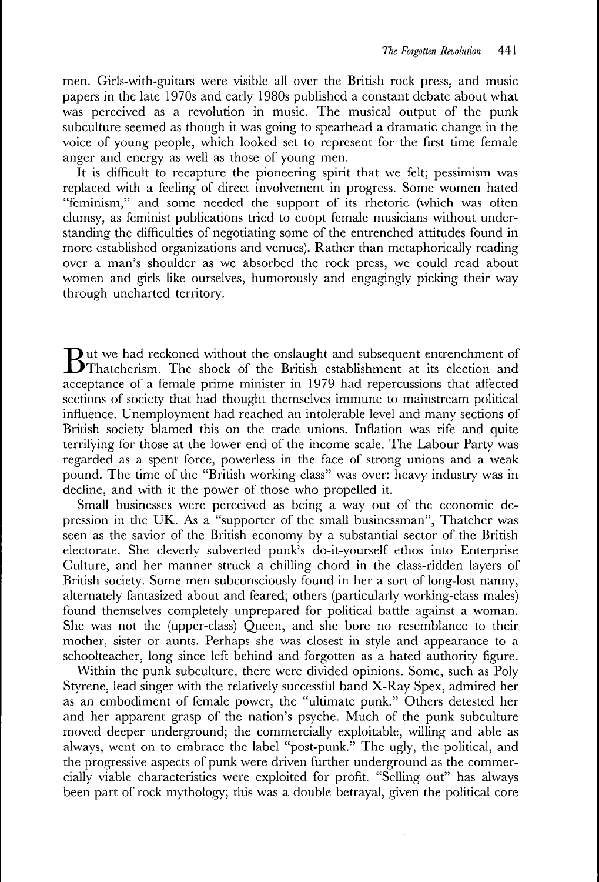men. Girls-with-guitars were visible all over the British rock press, and music papers in the late 1970s and early 1980s published a constant debate about what was perceived as a revolution in music. The musical output of the punk subculture seemed as though it was going to spearhead a dramatic change in the voice of young people, which looked set to represent for the first time female anger and energy as well as those of young men.

It is difficult to recapture the pioneering spirit that we felt; pessimism was replaced with a feeling of direct involvement in progress. Some women hated "feminism," and some needed the support of its rhetoric (which was often clumsy, as feminist publications tried to coopt female musicians without understanding the difficulties of negotiating some of the entrenched attitudes found in more established organizations and venues). Rather than metaphorically reading over a man's shoulder as we absorbed the rock press, we could read about women and girls like ourselves, humorously and engagingly picking their way through uncharted territory.

But we had reckoned without the onslaught and subsequent entrenchment of Thatcherism. The shock of the British establishment at its election and acceptance of a female prime minister in 1979 had repercussions that affected sections of society that had thought themselves immune to mainstream political influence. Unemployment had reached an intolerable level and many sections of British society blamed this on the trade unions. Inflation was rife and quite terrifying for those at the lower end of the income scale. The Labour Party was regarded as a spent force, powerless in the face of strong unions and a weak pound. The time of the "British working class" was over: heavy industry was in decline, and with it the power of those who propelled it.

Small businesses were perceived as being a way out of the economic depression in the UK. As a "supporter of the small businessman", Thatcher was seen as the savior of the British economy by a substantial sector of the British electorate. She cleverly subverted punk's do-it-yourself ethos into Enterprise Culture, and her manner struck a chilling chord in the class-ridden layers of British society. Some men subconsciously found in her a sort of long-lost nanny, alternately fantasized about and feared; others (particularly working-class males) found themselves completely unprepared for political battle against a woman. She was not the (upper-class) Queen, and she bore no resemblance to their mother, sister or aunts. Perhaps she was closest in style and appearance to a schoolteacher, long since left behind and forgotten as a hated authority figure.

Within the punk subculture, there were divided opinions. Some, such as Poly Styrene, lead singer with the relatively successful band X-Ray Spex, admired her as an embodiment of female power, the "ultimate punk." Others detested her and her apparent grasp of the nation's psyche. Much of the punk subculture moved deeper underground; the commercially exploitable, willing and able as always, went on to embrace the label "post-punk." The ugly, the political, and the progressive aspects of punk were driven further underground as the commercially viable characteristics were exploited for profit. "Selling out" has always been part of rock mythology; this was a double betrayal, given the political core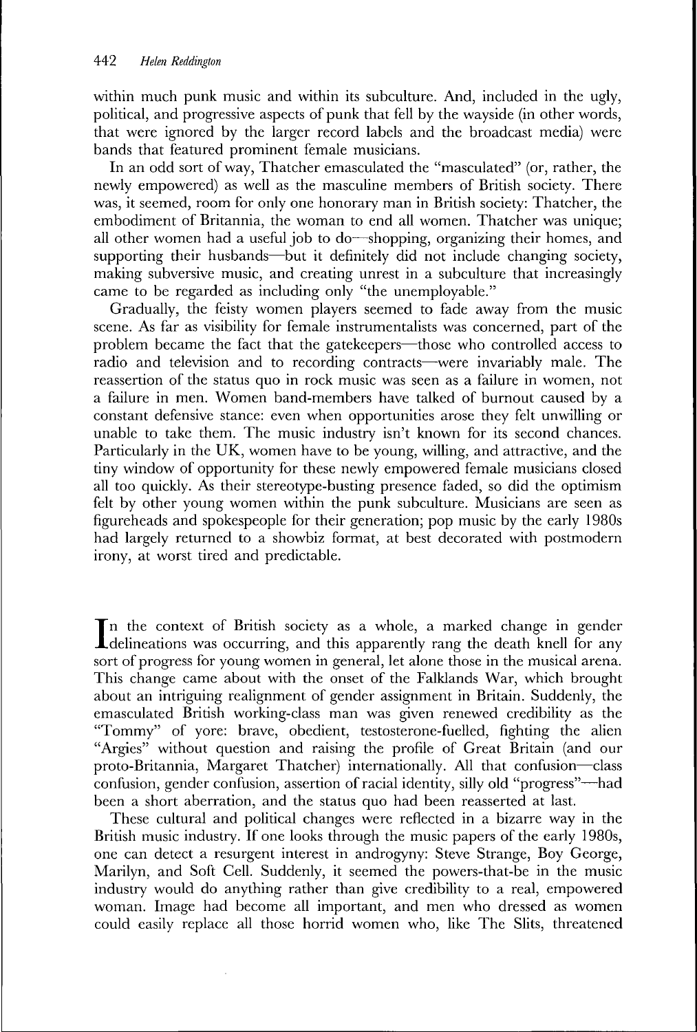within much punk music and within its subculture. And, included in the ugly, political, and progressive aspects of punk that fell by the wayside (in other words, that were ignored by the larger record labels and the broadcast media) were bands that featured prominent female musicians.

In an odd sort of way, Thatcher emasculated the "masculated" (or, rather, the newly empowered) as well as the masculine members of British society. There was, it seemed, room for only one honorary man in British society: Thatcher, the embodiment of Britannia, the woman to end all women. Thatcher was unique; all other women had a useful job to do—shopping, organizing their homes, and supporting their husbands—but it definitely did not include changing society, making subversive music, and creating unrest in a subculture that increasingly came to be regarded as including only "the unemployable."

Gradually, the feisty women players seemed to fade away from the music scene. As far as visibility for female instrumentalists was concerned, part of the problem became the fact that the gatekeepers—those who controlled access to radio and television and to recording contracts—were invariably male. The reassertion of the status quo in rock music was seen as a failure in women, not a failure in men. Women band-members have talked of burnout caused by a constant defensive stance: even when opportunities arose they felt unwilling or unable to take them. The music industry isn't known for its second chances. Particularly in the UK, women have to be young, willing, and attractive, and the tiny window of opportunity for these newly empowered female musicians closed all too quickly. As their stereotype-busting presence faded, so did the optimism felt by other young women within the punk subculture. Musicians are seen as figureheads and spokespeople for their generation; pop music by the early 1980s had largely returned to a showbiz format, at best decorated with postmodern irony, at worst tired and predictable.

In the context of British society as a whole, a marked change in gender delineations was occurring, and this apparently rang the death knell for any sort of progress for young women in general, let alone those in the musical arena. This change came about with the onset of the Falklands War, which brought about an intriguing realignment of gender assignment in Britain. Suddenly, the emasculated British working-class man was given renewed credibility as the "Tommy" of yore: brave, obedient, testosterone-fuelled, fighting the alien "Argies" without question and raising the profile of Great Britain (and our proto-Britannia, Margaret Thatcher) internationally. All that confusion—class confusion, gender confusion, assertion of racial identity, silly old "progress"—had been a short aberration, and the status quo had been reasserted at last.

These cultural and political changes were reflected in a bizarre way in the British music industry. If one looks through the music papers of the early 1980s, one can detect a resurgent interest in androgyny: Steve Strange, Boy George, Marilyn, and Soft Cell. Suddenly, it seemed the powers-that-be in the music industry would do anything rather than give credibility to a real, empowered woman. Image had become all important, and men who dressed as women could easily replace all those horrid women who, like The Slits, threatened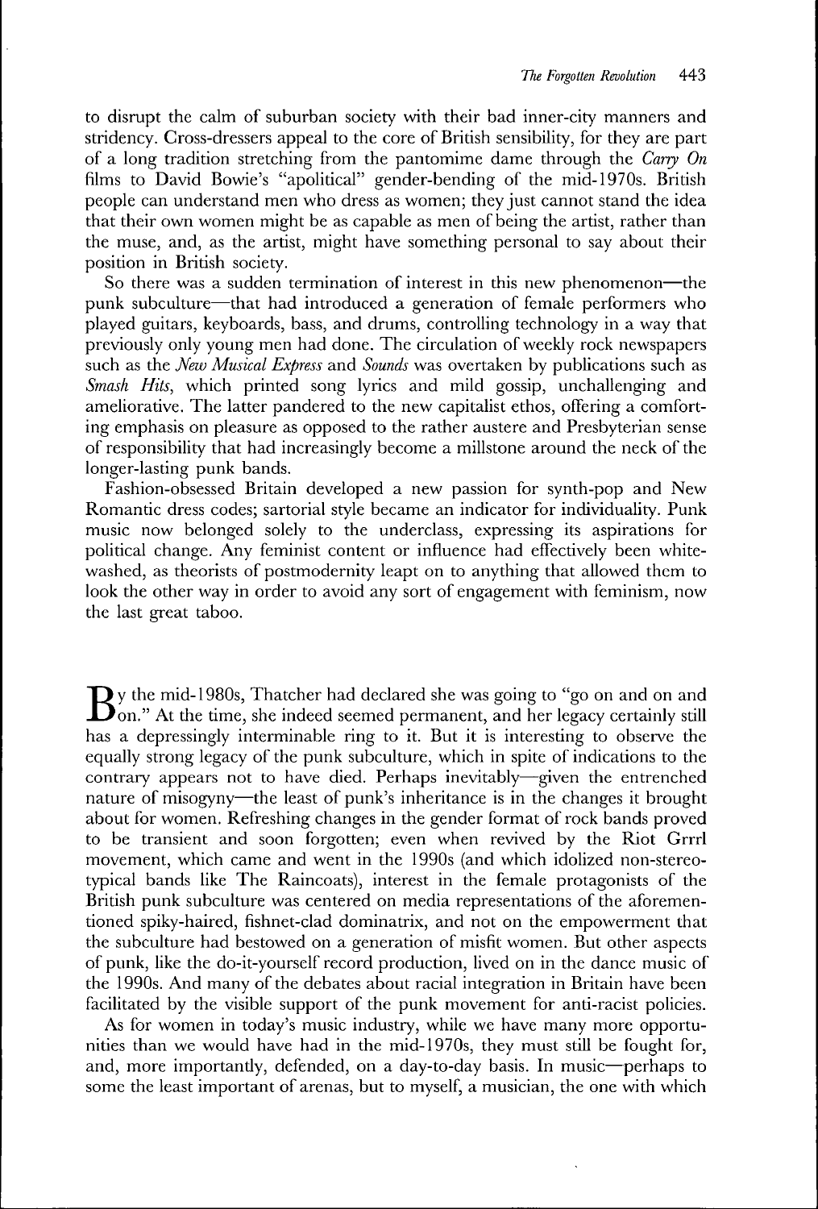to disrupt the calm of suburban society with their bad inner-city manners and stridency. Cross-dressers appeal to the core of British sensibility, for they are part of a long tradition stretching from the pantomime dame through the *Carry On* films to David Bowie's "apolitical" gender-bending of the mid-1970s. British people can understand men who dress as women; they just cannot stand the idea that their own women might be as capable as men of being the artist, rather than the muse, and, as the artist, might have something personal to say about their position in British society.

So there was a sudden termination of interest in this new phenomenon—the punk subculture—that had introduced a generation of female performers who played guitars, keyboards, bass, and drums, controlling technology in a way that previously only young men had done. The circulation of weekly rock newspapers such as the *New Musical Express* and *Sounds* was overtaken by publications such as *Smash Hits*, which printed song lyrics and mild gossip, unchallenging and ameliorative. The latter pandered to the new capitalist ethos, offering a comforting emphasis on pleasure as opposed to the rather austere and Presbyterian sense of responsibility that had increasingly become a millstone around the neck of the longer-lasting punk bands.

Fashion-obsessed Britain developed a new passion for synth-pop and New Romantic dress codes; sartorial style became an indicator for individuality. Punk music now belonged solely to the underclass, expressing its aspirations for political change. Any feminist content or influence had effectively been whitewashed, as theorists of postmodernity leapt on to anything that allowed them to look the other way in order to avoid any sort of engagement with feminism, now the last great taboo.

By the mid-1980s, Thatcher had declared she was going to "go on and on and on." At the time, she indeed seemed permanent, and her legacy certainly still has a depressingly interminable ring to it. But it is interesting to observe the equally strong legacy of the punk subculture, which in spite of indications to the contrary appears not to have died. Perhaps inevitably—given the entrenched nature of misogyny—the least of punk's inheritance is in the changes it brought about for women. Refreshing changes in the gender format of rock bands proved to be transient and soon forgotten; even when revived by the Riot Grrrl movement, which came and went in the 1990s (and which idolized non-stereotypical bands like The Raincoats), interest in the female protagonists of the British punk subculture was centered on media representations of the aforementioned spiky-haired, fishnet-clad dominatrix, and not on the empowerment that the subculture had bestowed on a generation of misfit women. But other aspects of punk, like the do-it-yourself record production, lived on in the dance music of the 1990s. And many of the debates about racial integration in Britain have been facilitated by the visible support of the punk movement for anti-racist policies.

As for women in today's music industry, while we have many more opportunities than we would have had in the mid-1970s, they must still be fought for, and, more importantly, defended, on a day-to-day basis. In music—perhaps to some the least important of arenas, but to myself, a musician, the one with which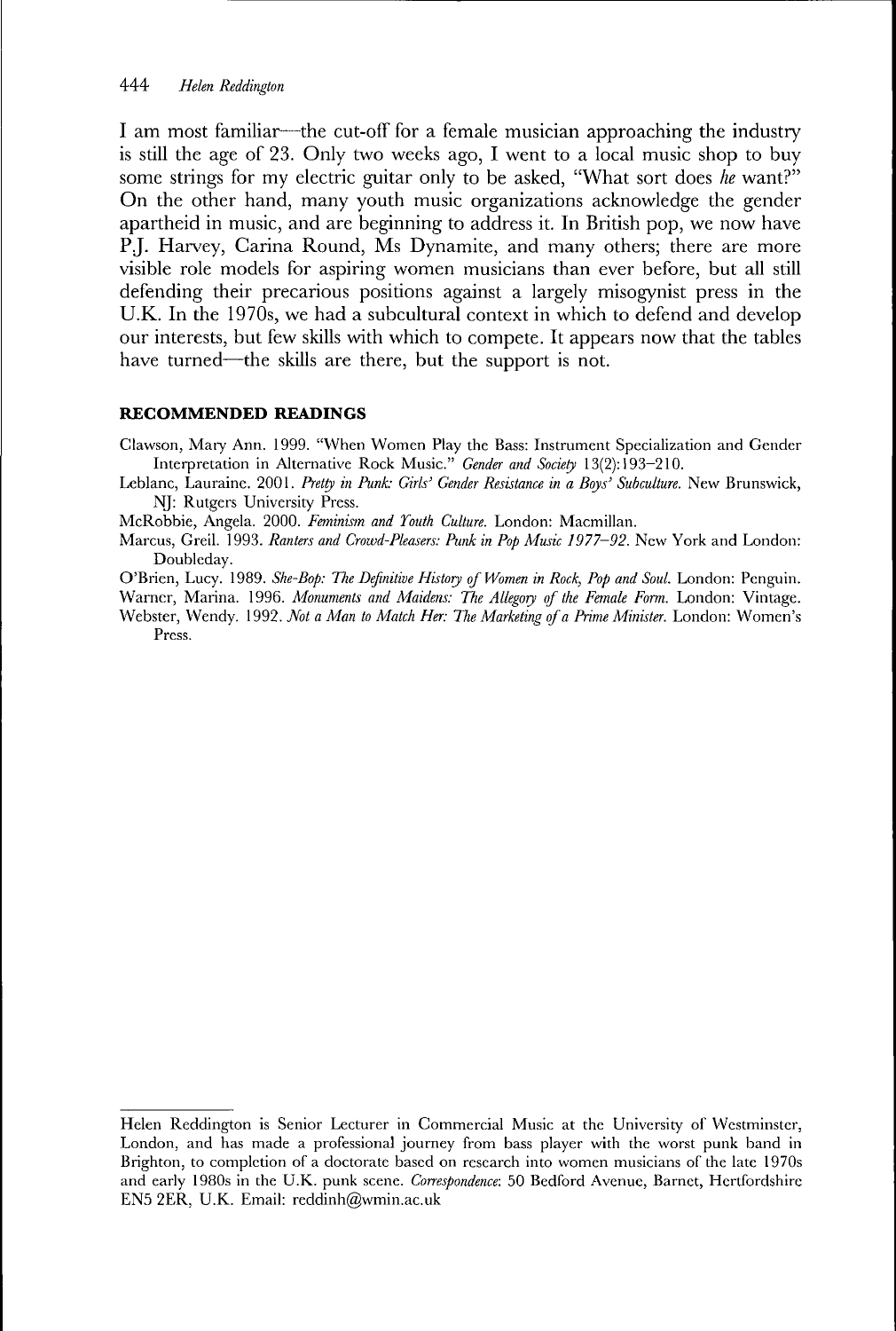I am most familiar—the cut-off for a female musician approaching the industry is still the age of 23. Only two weeks ago, I went to a local music shop to buy some strings for my electric guitar only to be asked, "What sort does *he* want?" On the other hand, many youth music organizations acknowledge the gender apartheid in music, and are beginning to address it. In British pop, we now have P.J. Harvey, Carina Round, Ms Dynamite, and many others; there are more visible role models for aspiring women musicians than ever before, but all still defending their precarious positions against a largely misogynist press in the U.K. In the 1970s, we had a subcultural context in which to defend and develop our interests, but few skills with which to compete. It appears now that the tables have turned—the skills are there, but the support is not.

## RECOMMENDED READINGS

Clawson, Mary Ann. 1999. "When Women Play the Bass: Instrument Specialization and Gender Interpretation in Alternative Rock Music." *Gender and Society* 13(2):193–210.

Leblanc, Lauraine. 2001. *Pretty in Punk: Girls' Gender Resistance in a Boys' Subculture.* New Brunswick, NJ: Rutgers University Press.

McRobbie, Angela. 2000. *Feminism and Youth Culture.* London: Macmillan.

Marcus, Greil. 1993. *Ranters and Crowd-Pleasers: Punk in Pop Music 1977–92.* New York and London: Doubleday.

O'Brien, Lucy. 1989. *She-Bop: The Definitive History of Women in Rock, Pop and Soul.* London: Penguin.

Warner, Marina. 1996. *Monuments and Maidens: The Allegory of the Female Form.* London: Vintage.

Webster, Wendy. 1992. *Not a Man to Match Her: The Marketing of a Prime Minister.* London: Women's Press.

---

Helen Reddington is Senior Lecturer in Commercial Music at the University of Westminster, London, and has made a professional journey from bass player with the worst punk band in Brighton, to completion of a doctorate based on research into women musicians of the late 1970s and early 1980s in the U.K. punk scene. *Correspondence*: 50 Bedford Avenue, Barnet, Hertfordshire EN5 2ER, U.K. Email: reddinh@wmin.ac.uk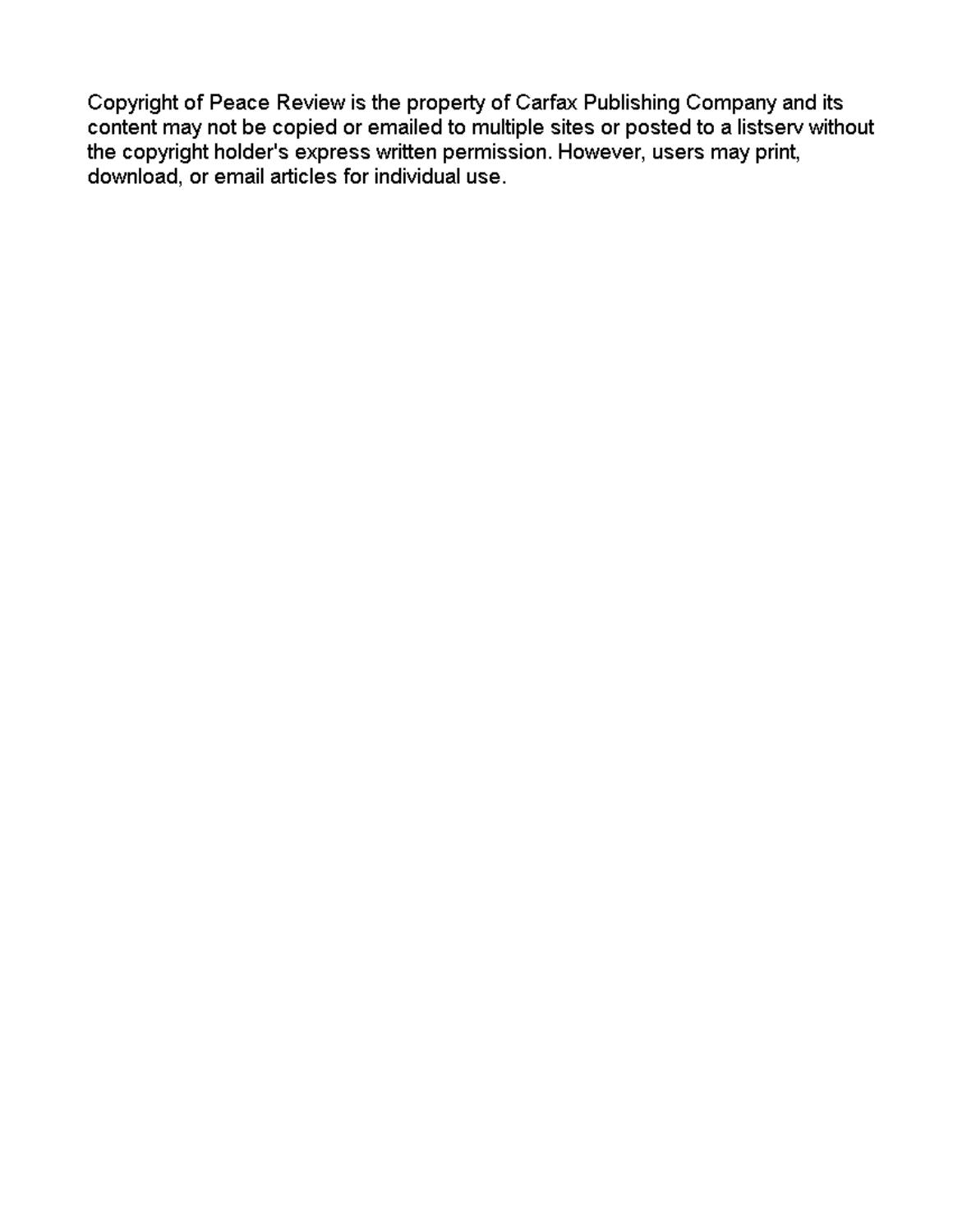Copyright of Peace Review is the property of Carfax Publishing Company and its content may not be copied or emailed to multiple sites or posted to a listserv without the copyright holder's express written permission. However, users may print, download, or email articles for individual use.